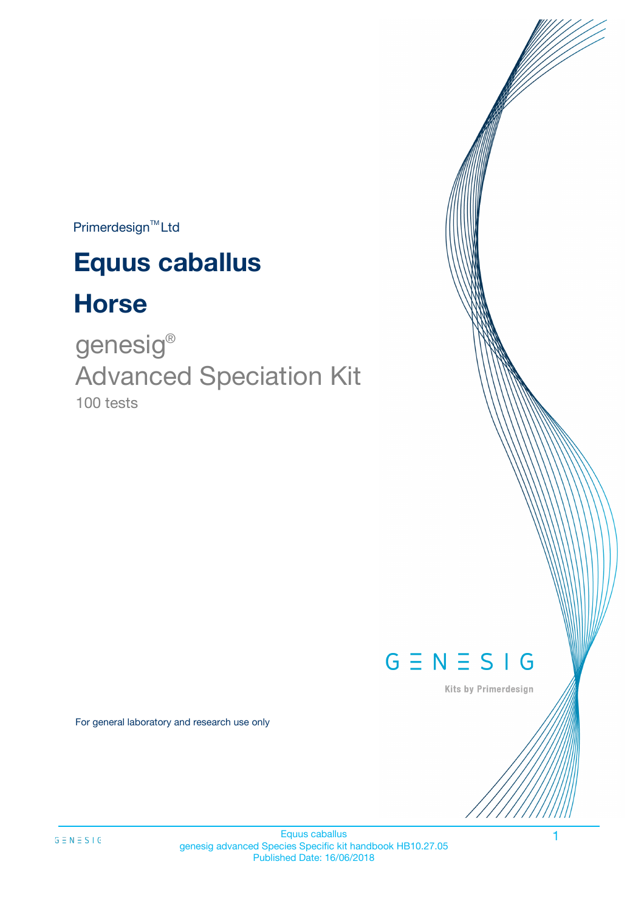Primerdesign™ Ltd

# Equus caballus

# Horse

genesig®
Advanced Speciation Kit
100 tests

For general laboratory and research use only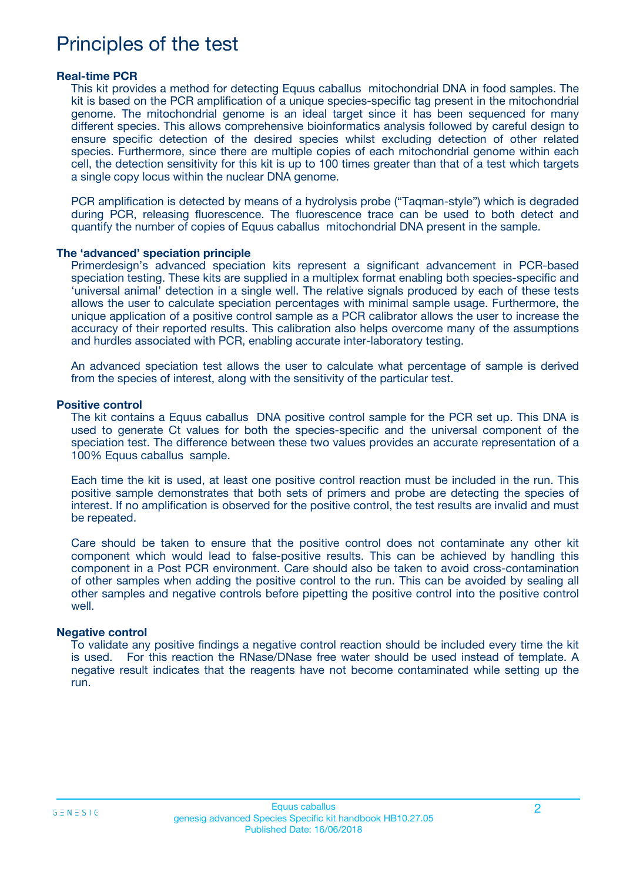# Principles of the test

### Real-time PCR

This kit provides a method for detecting Equus caballus mitochondrial DNA in food samples. The kit is based on the PCR amplification of a unique species-specific tag present in the mitochondrial genome. The mitochondrial genome is an ideal target since it has been sequenced for many different species. This allows comprehensive bioinformatics analysis followed by careful design to ensure specific detection of the desired species whilst excluding detection of other related species. Furthermore, since there are multiple copies of each mitochondrial genome within each cell, the detection sensitivity for this kit is up to 100 times greater than that of a test which targets a single copy locus within the nuclear DNA genome.

PCR amplification is detected by means of a hydrolysis probe ("Taqman-style") which is degraded during PCR, releasing fluorescence. The fluorescence trace can be used to both detect and quantify the number of copies of Equus caballus mitochondrial DNA present in the sample.

### The 'advanced' speciation principle

Primerdesign's advanced speciation kits represent a significant advancement in PCR-based speciation testing. These kits are supplied in a multiplex format enabling both species-specific and 'universal animal' detection in a single well. The relative signals produced by each of these tests allows the user to calculate speciation percentages with minimal sample usage. Furthermore, the unique application of a positive control sample as a PCR calibrator allows the user to increase the accuracy of their reported results. This calibration also helps overcome many of the assumptions and hurdles associated with PCR, enabling accurate inter-laboratory testing.

An advanced speciation test allows the user to calculate what percentage of sample is derived from the species of interest, along with the sensitivity of the particular test.

### Positive control

The kit contains a Equus caballus DNA positive control sample for the PCR set up. This DNA is used to generate Ct values for both the species-specific and the universal component of the speciation test. The difference between these two values provides an accurate representation of a 100% Equus caballus sample.

Each time the kit is used, at least one positive control reaction must be included in the run. This positive sample demonstrates that both sets of primers and probe are detecting the species of interest. If no amplification is observed for the positive control, the test results are invalid and must be repeated.

Care should be taken to ensure that the positive control does not contaminate any other kit component which would lead to false-positive results. This can be achieved by handling this component in a Post PCR environment. Care should also be taken to avoid cross-contamination of other samples when adding the positive control to the run. This can be avoided by sealing all other samples and negative controls before pipetting the positive control into the positive control well.

### Negative control

To validate any positive findings a negative control reaction should be included every time the kit is used. For this reaction the RNase/DNase free water should be used instead of template. A negative result indicates that the reagents have not become contaminated while setting up the run.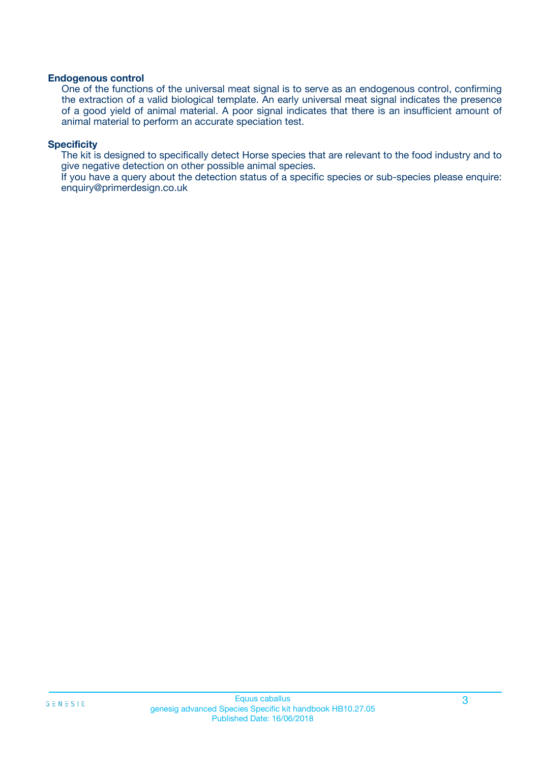**Endogenous control**

One of the functions of the universal meat signal is to serve as an endogenous control, confirming the extraction of a valid biological template. An early universal meat signal indicates the presence of a good yield of animal material. A poor signal indicates that there is an insufficient amount of animal material to perform an accurate speciation test.

**Specificity**

The kit is designed to specifically detect Horse species that are relevant to the food industry and to give negative detection on other possible animal species.

If you have a query about the detection status of a specific species or sub-species please enquire: enquiry@primerdesign.co.uk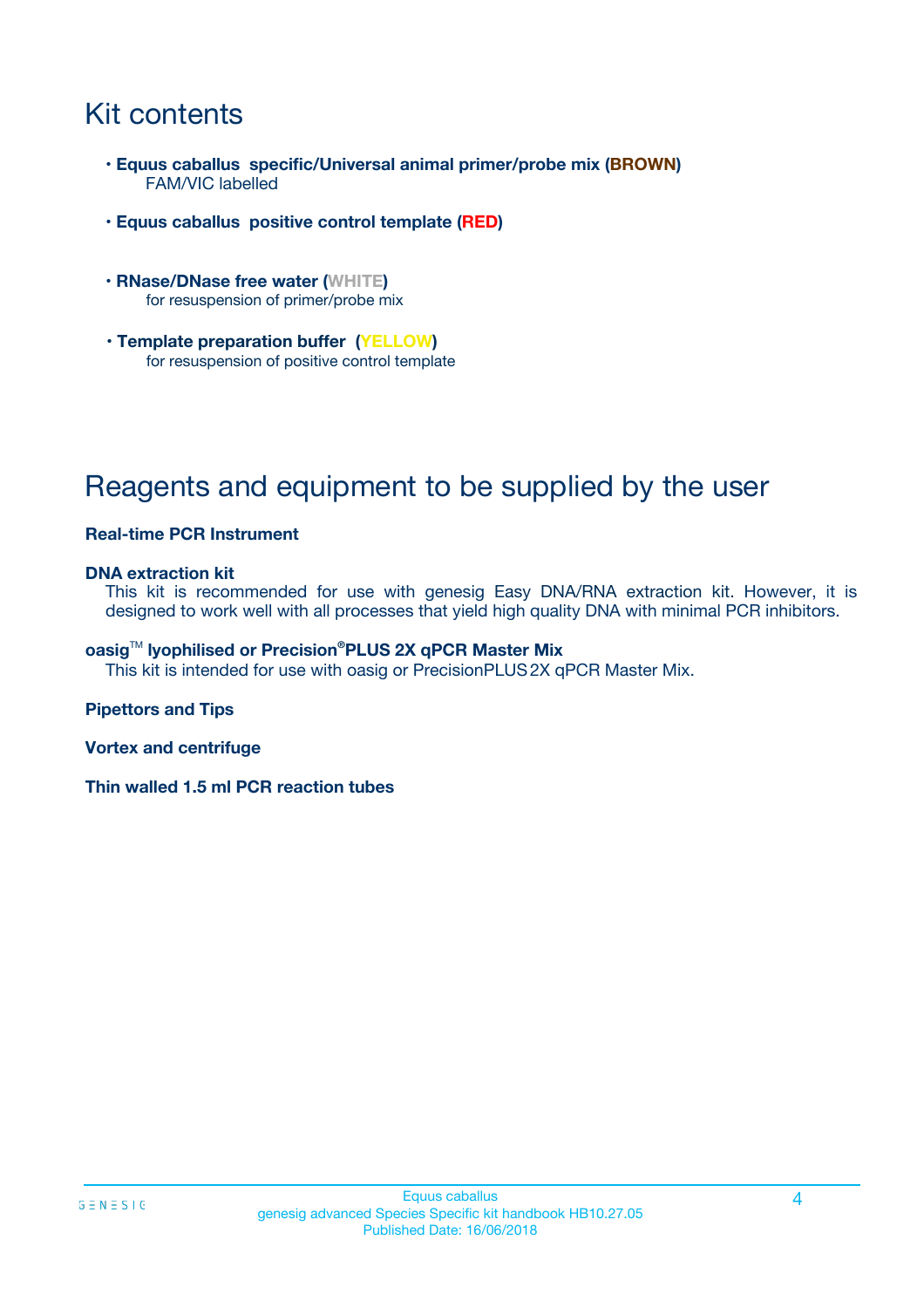# Kit contents

- **Equus caballus specific/Universal animal primer/probe mix (BROWN)**
  FAM/VIC labelled
- **Equus caballus positive control template (RED)**
- **RNase/DNase free water (WHITE)**
  for resuspension of primer/probe mix
- **Template preparation buffer (YELLOW)**
  for resuspension of positive control template

# Reagents and equipment to be supplied by the user

**Real-time PCR Instrument**

**DNA extraction kit**
This kit is recommended for use with genesig Easy DNA/RNA extraction kit. However, it is designed to work well with all processes that yield high quality DNA with minimal PCR inhibitors.

**oasig™ lyophilised or Precision®PLUS 2X qPCR Master Mix**
This kit is intended for use with oasig or PrecisionPLUS 2X qPCR Master Mix.

**Pipettors and Tips**

**Vortex and centrifuge**

**Thin walled 1.5 ml PCR reaction tubes**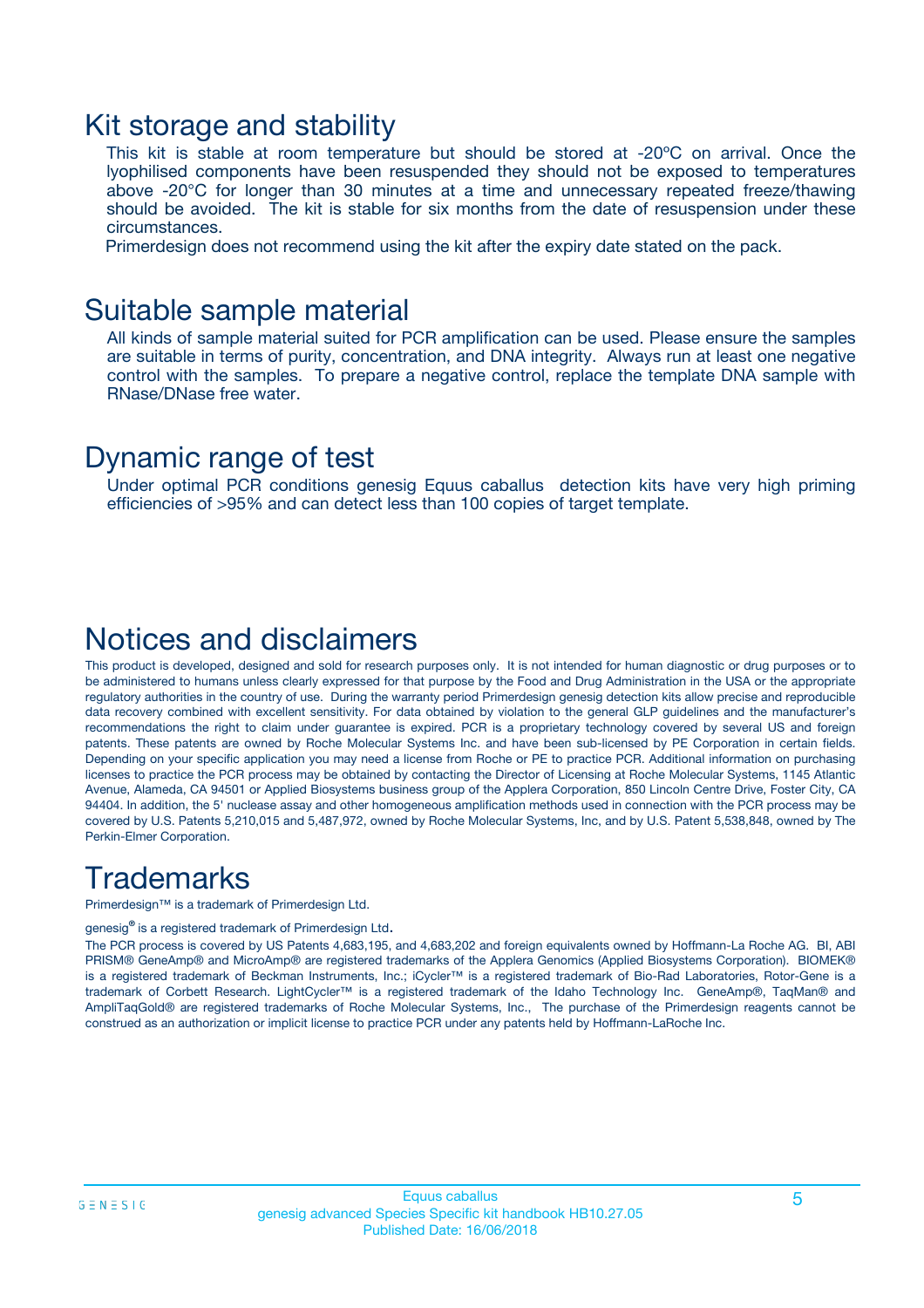## Kit storage and stability

This kit is stable at room temperature but should be stored at -20ºC on arrival. Once the lyophilised components have been resuspended they should not be exposed to temperatures above -20°C for longer than 30 minutes at a time and unnecessary repeated freeze/thawing should be avoided. The kit is stable for six months from the date of resuspension under these circumstances.

Primerdesign does not recommend using the kit after the expiry date stated on the pack.

## Suitable sample material

All kinds of sample material suited for PCR amplification can be used. Please ensure the samples are suitable in terms of purity, concentration, and DNA integrity. Always run at least one negative control with the samples. To prepare a negative control, replace the template DNA sample with RNase/DNase free water.

## Dynamic range of test

Under optimal PCR conditions genesig Equus caballus detection kits have very high priming efficiencies of >95% and can detect less than 100 copies of target template.

## Notices and disclaimers

This product is developed, designed and sold for research purposes only. It is not intended for human diagnostic or drug purposes or to be administered to humans unless clearly expressed for that purpose by the Food and Drug Administration in the USA or the appropriate regulatory authorities in the country of use. During the warranty period Primerdesign genesig detection kits allow precise and reproducible data recovery combined with excellent sensitivity. For data obtained by violation to the general GLP guidelines and the manufacturer's recommendations the right to claim under guarantee is expired. PCR is a proprietary technology covered by several US and foreign patents. These patents are owned by Roche Molecular Systems Inc. and have been sub-licensed by PE Corporation in certain fields. Depending on your specific application you may need a license from Roche or PE to practice PCR. Additional information on purchasing licenses to practice the PCR process may be obtained by contacting the Director of Licensing at Roche Molecular Systems, 1145 Atlantic Avenue, Alameda, CA 94501 or Applied Biosystems business group of the Applera Corporation, 850 Lincoln Centre Drive, Foster City, CA 94404. In addition, the 5' nuclease assay and other homogeneous amplification methods used in connection with the PCR process may be covered by U.S. Patents 5,210,015 and 5,487,972, owned by Roche Molecular Systems, Inc, and by U.S. Patent 5,538,848, owned by The Perkin-Elmer Corporation.

## Trademarks

Primerdesign™ is a trademark of Primerdesign Ltd.

genesig® is a registered trademark of Primerdesign Ltd.

The PCR process is covered by US Patents 4,683,195, and 4,683,202 and foreign equivalents owned by Hoffmann-La Roche AG. BI, ABI PRISM® GeneAmp® and MicroAmp® are registered trademarks of the Applera Genomics (Applied Biosystems Corporation). BIOMEK® is a registered trademark of Beckman Instruments, Inc.; iCycler™ is a registered trademark of Bio-Rad Laboratories, Rotor-Gene is a trademark of Corbett Research. LightCycler™ is a registered trademark of the Idaho Technology Inc. GeneAmp®, TaqMan® and AmpliTaqGold® are registered trademarks of Roche Molecular Systems, Inc., The purchase of the Primerdesign reagents cannot be construed as an authorization or implicit license to practice PCR under any patents held by Hoffmann-LaRoche Inc.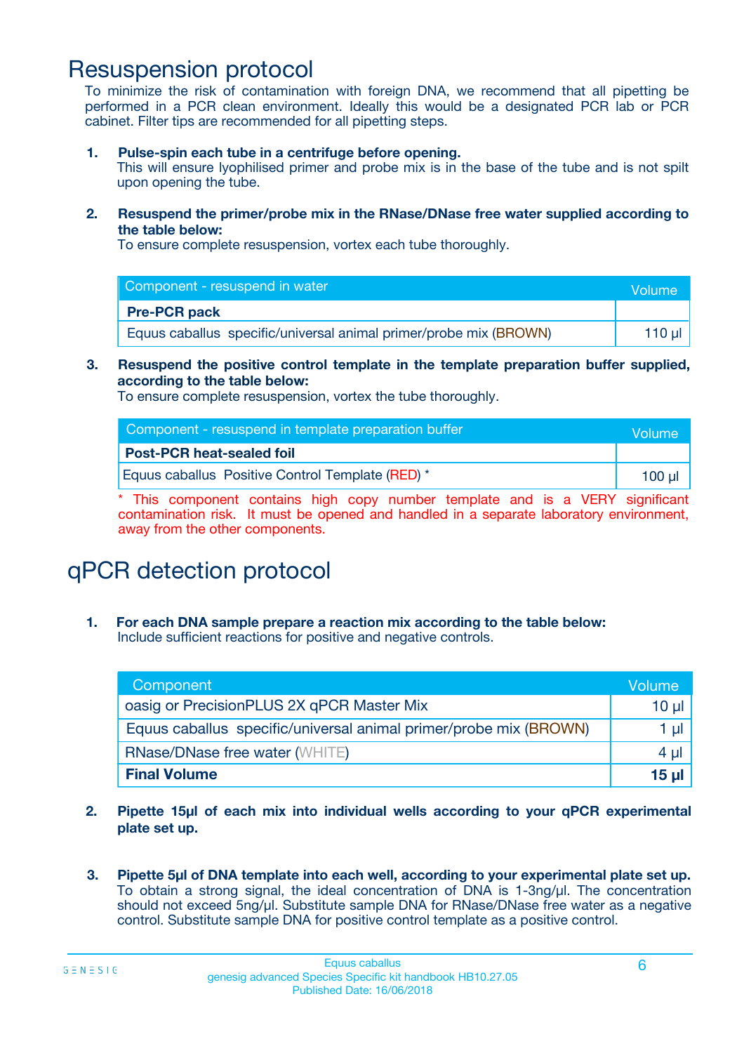# Resuspension protocol

To minimize the risk of contamination with foreign DNA, we recommend that all pipetting be performed in a PCR clean environment. Ideally this would be a designated PCR lab or PCR cabinet. Filter tips are recommended for all pipetting steps.

1. **Pulse-spin each tube in a centrifuge before opening.**
   This will ensure lyophilised primer and probe mix is in the base of the tube and is not spilt upon opening the tube.

2. **Resuspend the primer/probe mix in the RNase/DNase free water supplied according to the table below:**
   To ensure complete resuspension, vortex each tube thoroughly.

| Component - resuspend in water | Volume |
|---|---|
| **Pre-PCR pack** | |
| Equus caballus specific/universal animal primer/probe mix (BROWN) | 110 µl |

3. **Resuspend the positive control template in the template preparation buffer supplied, according to the table below:**
   To ensure complete resuspension, vortex the tube thoroughly.

| Component - resuspend in template preparation buffer | Volume |
|---|---|
| **Post-PCR heat-sealed foil** | |
| Equus caballus Positive Control Template (RED) * | 100 µl |

\* This component contains high copy number template and is a VERY significant contamination risk. It must be opened and handled in a separate laboratory environment, away from the other components.

# qPCR detection protocol

1. **For each DNA sample prepare a reaction mix according to the table below:**
   Include sufficient reactions for positive and negative controls.

| Component | Volume |
|---|---|
| oasig or PrecisionPLUS 2X qPCR Master Mix | 10 µl |
| Equus caballus specific/universal animal primer/probe mix (BROWN) | 1 µl |
| RNase/DNase free water (WHITE) | 4 µl |
| **Final Volume** | **15 µl** |

2. **Pipette 15µl of each mix into individual wells according to your qPCR experimental plate set up.**

3. **Pipette 5µl of DNA template into each well, according to your experimental plate set up.**
   To obtain a strong signal, the ideal concentration of DNA is 1-3ng/µl. The concentration should not exceed 5ng/µl. Substitute sample DNA for RNase/DNase free water as a negative control. Substitute sample DNA for positive control template as a positive control.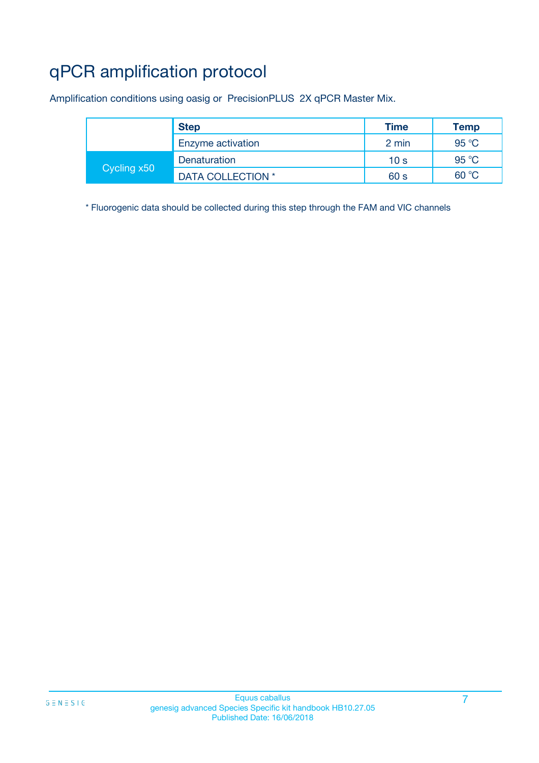# qPCR amplification protocol

Amplification conditions using oasig or PrecisionPLUS 2X qPCR Master Mix.

| | Step | Time | Temp |
|---|---|---|---|
| | Enzyme activation | 2 min | 95 °C |
| Cycling x50 | Denaturation | 10 s | 95 °C |
| | DATA COLLECTION * | 60 s | 60 °C |

* Fluorogenic data should be collected during this step through the FAM and VIC channels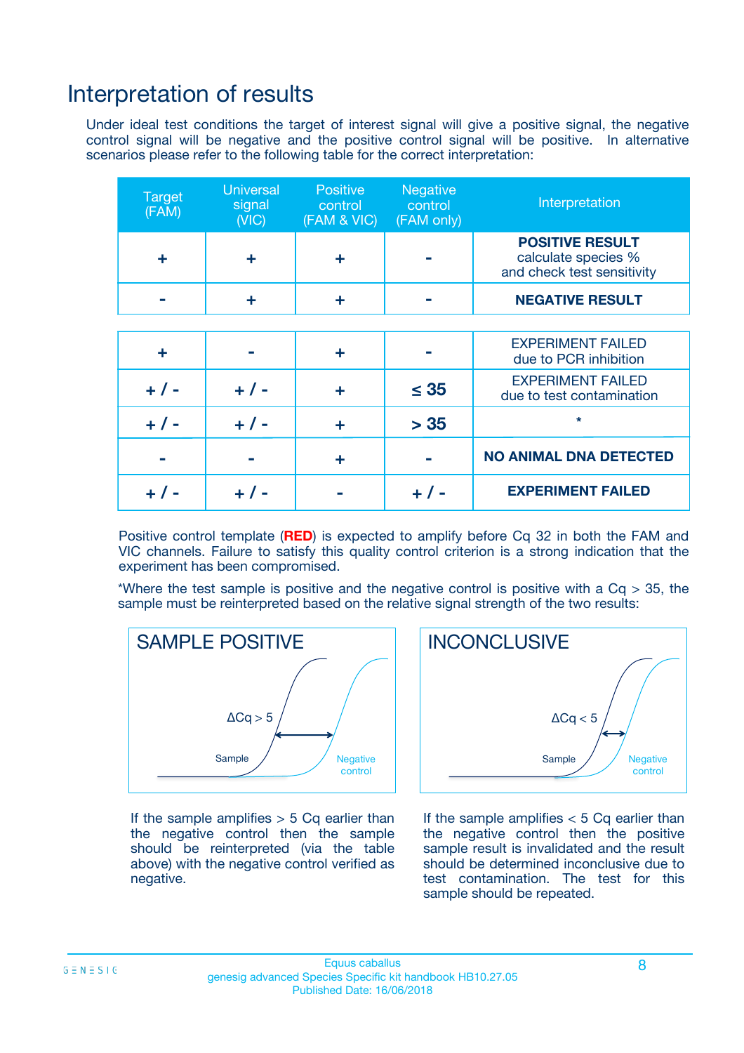# Interpretation of results

Under ideal test conditions the target of interest signal will give a positive signal, the negative control signal will be negative and the positive control signal will be positive. In alternative scenarios please refer to the following table for the correct interpretation:

| Target (FAM) | Universal signal (VIC) | Positive control (FAM & VIC) | Negative control (FAM only) | Interpretation |
|---|---|---|---|---|
| + | + | + | - | **POSITIVE RESULT** calculate species % and check test sensitivity |
| - | + | + | - | **NEGATIVE RESULT** |
| + | - | + | - | EXPERIMENT FAILED due to PCR inhibition |
| + / - | + / - | + | ≤ 35 | EXPERIMENT FAILED due to test contamination |
| + / - | + / - | + | > 35 | * |
| - | - | + | - | **NO ANIMAL DNA DETECTED** |
| + / - | + / - | - | + / - | **EXPERIMENT FAILED** |

Positive control template (**RED**) is expected to amplify before Cq 32 in both the FAM and VIC channels. Failure to satisfy this quality control criterion is a strong indication that the experiment has been compromised.

*Where the test sample is positive and the negative control is positive with a Cq > 35, the sample must be reinterpreted based on the relative signal strength of the two results:

**SAMPLE POSITIVE**

$\Delta Cq > 5$

Sample — Negative control

If the sample amplifies > 5 Cq earlier than the negative control then the sample should be reinterpreted (via the table above) with the negative control verified as negative.

**INCONCLUSIVE**

$\Delta Cq < 5$

Sample — Negative control

If the sample amplifies < 5 Cq earlier than the negative control then the positive sample result is invalidated and the result should be determined inconclusive due to test contamination. The test for this sample should be repeated.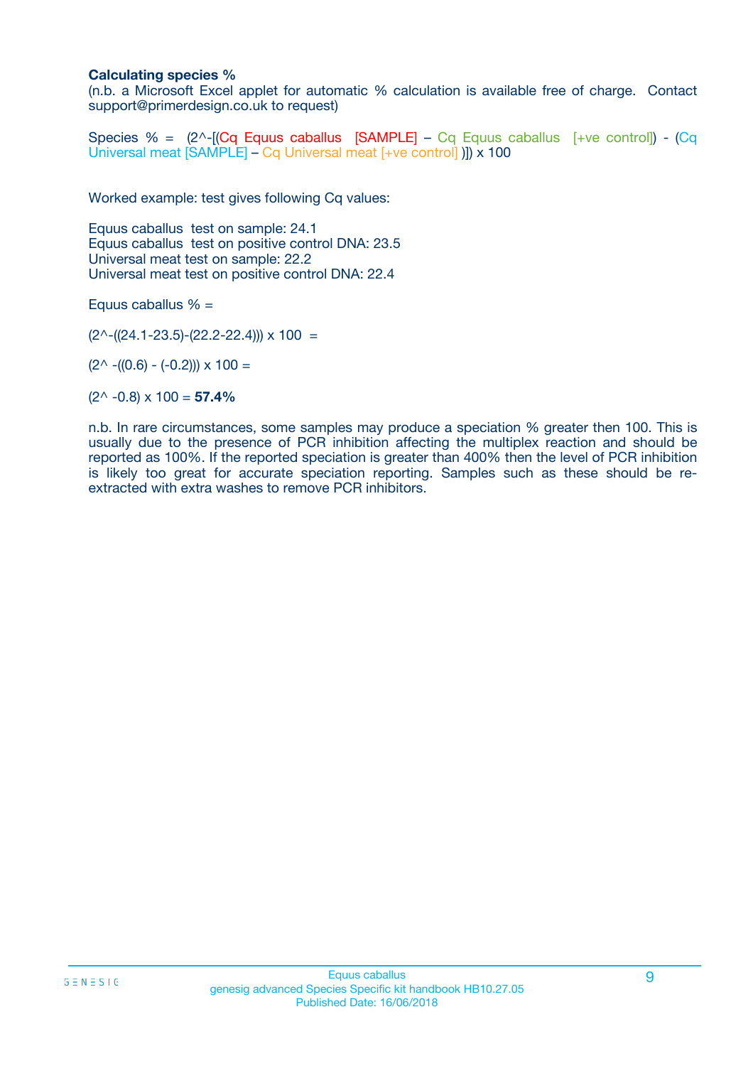**Calculating species %**

(n.b. a Microsoft Excel applet for automatic % calculation is available free of charge. Contact support@primerdesign.co.uk to request)

Species % = (2^-[(Cq Equus caballus [SAMPLE] – Cq Equus caballus [+ve control]) - (Cq Universal meat [SAMPLE] – Cq Universal meat [+ve control] )]) x 100

Worked example: test gives following Cq values:

Equus caballus test on sample: 24.1
Equus caballus test on positive control DNA: 23.5
Universal meat test on sample: 22.2
Universal meat test on positive control DNA: 22.4

Equus caballus % =

(2^-((24.1-23.5)-(22.2-22.4))) x 100 =

(2^ -((0.6) - (-0.2))) x 100 =

(2^ -0.8) x 100 = **57.4%**

n.b. In rare circumstances, some samples may produce a speciation % greater then 100. This is usually due to the presence of PCR inhibition affecting the multiplex reaction and should be reported as 100%. If the reported speciation is greater than 400% then the level of PCR inhibition is likely too great for accurate speciation reporting. Samples such as these should be re-extracted with extra washes to remove PCR inhibitors.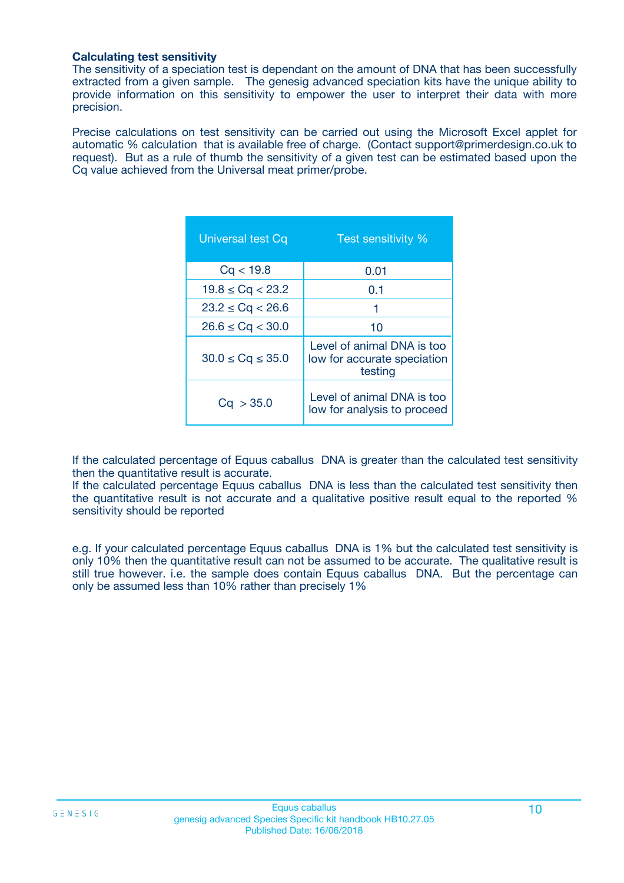**Calculating test sensitivity**

The sensitivity of a speciation test is dependant on the amount of DNA that has been successfully extracted from a given sample. The genesig advanced speciation kits have the unique ability to provide information on this sensitivity to empower the user to interpret their data with more precision.

Precise calculations on test sensitivity can be carried out using the Microsoft Excel applet for automatic % calculation that is available free of charge. (Contact support@primerdesign.co.uk to request). But as a rule of thumb the sensitivity of a given test can be estimated based upon the Cq value achieved from the Universal meat primer/probe.

| Universal test Cq | Test sensitivity % |
|---|---|
| Cq < 19.8 | 0.01 |
| 19.8 ≤ Cq < 23.2 | 0.1 |
| 23.2 ≤ Cq < 26.6 | 1 |
| 26.6 ≤ Cq < 30.0 | 10 |
| 30.0 ≤ Cq ≤ 35.0 | Level of animal DNA is too low for accurate speciation testing |
| Cq > 35.0 | Level of animal DNA is too low for analysis to proceed |

If the calculated percentage of Equus caballus DNA is greater than the calculated test sensitivity then the quantitative result is accurate.
If the calculated percentage Equus caballus DNA is less than the calculated test sensitivity then the quantitative result is not accurate and a qualitative positive result equal to the reported % sensitivity should be reported

e.g. If your calculated percentage Equus caballus DNA is 1% but the calculated test sensitivity is only 10% then the quantitative result can not be assumed to be accurate. The qualitative result is still true however. i.e. the sample does contain Equus caballus DNA. But the percentage can only be assumed less than 10% rather than precisely 1%